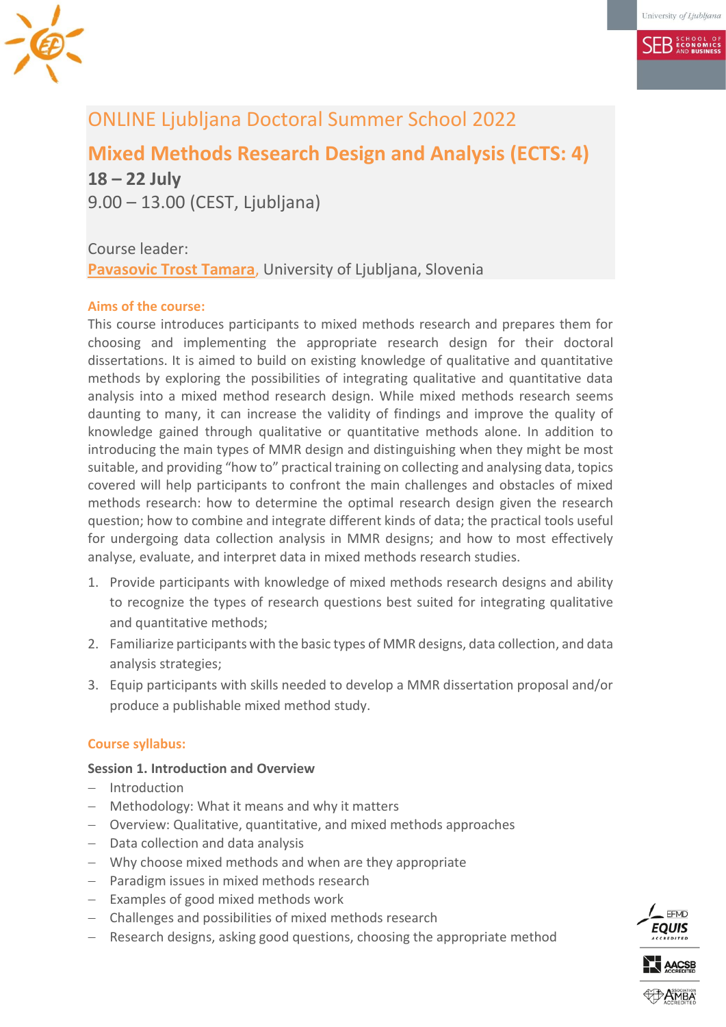# ONLINE Ljubljana Doctoral Summer School 2022

## Mixed Methods Research Design and Analysis (ECTS: 4)

**18 – 22 July**

9.00 – 13.00 (CEST, Ljubljana)

Course leader:

Pavasovic Trost Tamara, University of Ljubljana, Slovenia

### Aims of the course:

This course introduces participants to mixed methods research and prepares them for choosing and implementing the appropriate research design for their doctoral dissertations. It is aimed to build on existing knowledge of qualitative and quantitative methods by exploring the possibilities of integrating qualitative and quantitative data analysis into a mixed method research design. While mixed methods research seems daunting to many, it can increase the validity of findings and improve the quality of knowledge gained through qualitative or quantitative methods alone. In addition to introducing the main types of MMR design and distinguishing when they might be most suitable, and providing "how to" practical training on collecting and analysing data, topics covered will help participants to confront the main challenges and obstacles of mixed methods research: how to determine the optimal research design given the research question; how to combine and integrate different kinds of data; the practical tools useful for undergoing data collection analysis in MMR designs; and how to most effectively analyse, evaluate, and interpret data in mixed methods research studies.

1. Provide participants with knowledge of mixed methods research designs and ability to recognize the types of research questions best suited for integrating qualitative and quantitative methods;
2. Familiarize participants with the basic types of MMR designs, data collection, and data analysis strategies;
3. Equip participants with skills needed to develop a MMR dissertation proposal and/or produce a publishable mixed method study.

### Course syllabus:

**Session 1. Introduction and Overview**

- Introduction
- Methodology: What it means and why it matters
- Overview: Qualitative, quantitative, and mixed methods approaches
- Data collection and data analysis
- Why choose mixed methods and when are they appropriate
- Paradigm issues in mixed methods research
- Examples of good mixed methods work
- Challenges and possibilities of mixed methods research
- Research designs, asking good questions, choosing the appropriate method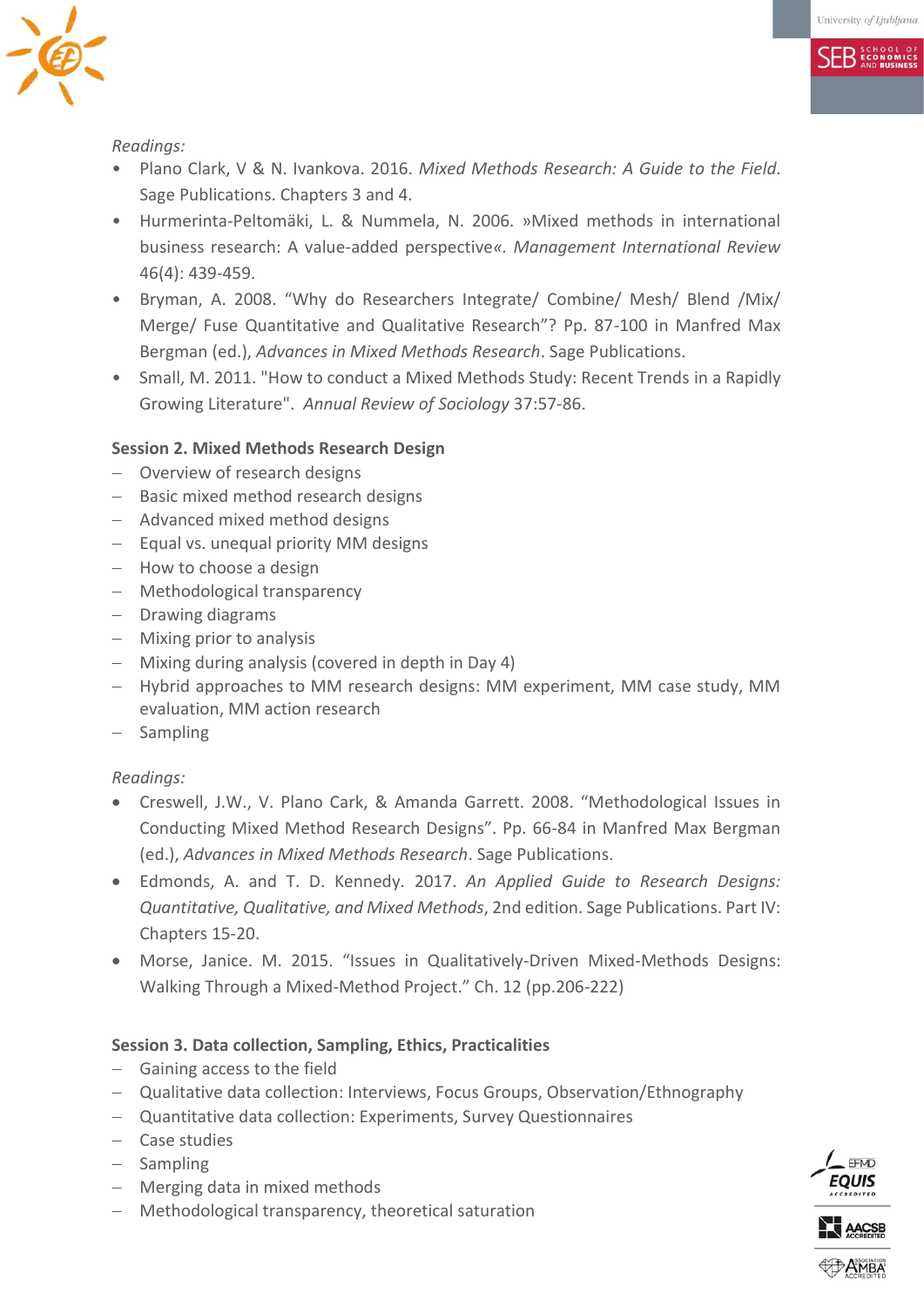*Readings:*

- Plano Clark, V & N. Ivankova. 2016. *Mixed Methods Research: A Guide to the Field*. Sage Publications. Chapters 3 and 4.
- Hurmerinta-Peltomäki, L. & Nummela, N. 2006. »Mixed methods in international business research: A value-added perspective«. *Management International Review* 46(4): 439-459.
- Bryman, A. 2008. "Why do Researchers Integrate/ Combine/ Mesh/ Blend /Mix/ Merge/ Fuse Quantitative and Qualitative Research"? Pp. 87-100 in Manfred Max Bergman (ed.), *Advances in Mixed Methods Research*. Sage Publications.
- Small, M. 2011. "How to conduct a Mixed Methods Study: Recent Trends in a Rapidly Growing Literature". *Annual Review of Sociology* 37:57-86.

**Session 2. Mixed Methods Research Design**

- Overview of research designs
- Basic mixed method research designs
- Advanced mixed method designs
- Equal vs. unequal priority MM designs
- How to choose a design
- Methodological transparency
- Drawing diagrams
- Mixing prior to analysis
- Mixing during analysis (covered in depth in Day 4)
- Hybrid approaches to MM research designs: MM experiment, MM case study, MM evaluation, MM action research
- Sampling

*Readings:*

- Creswell, J.W., V. Plano Cark, & Amanda Garrett. 2008. "Methodological Issues in Conducting Mixed Method Research Designs". Pp. 66-84 in Manfred Max Bergman (ed.), *Advances in Mixed Methods Research*. Sage Publications.
- Edmonds, A. and T. D. Kennedy. 2017. *An Applied Guide to Research Designs: Quantitative, Qualitative, and Mixed Methods*, 2nd edition. Sage Publications. Part IV: Chapters 15-20.
- Morse, Janice. M. 2015. "Issues in Qualitatively-Driven Mixed-Methods Designs: Walking Through a Mixed-Method Project." Ch. 12 (pp.206-222)

**Session 3. Data collection, Sampling, Ethics, Practicalities**

- Gaining access to the field
- Qualitative data collection: Interviews, Focus Groups, Observation/Ethnography
- Quantitative data collection: Experiments, Survey Questionnaires
- Case studies
- Sampling
- Merging data in mixed methods
- Methodological transparency, theoretical saturation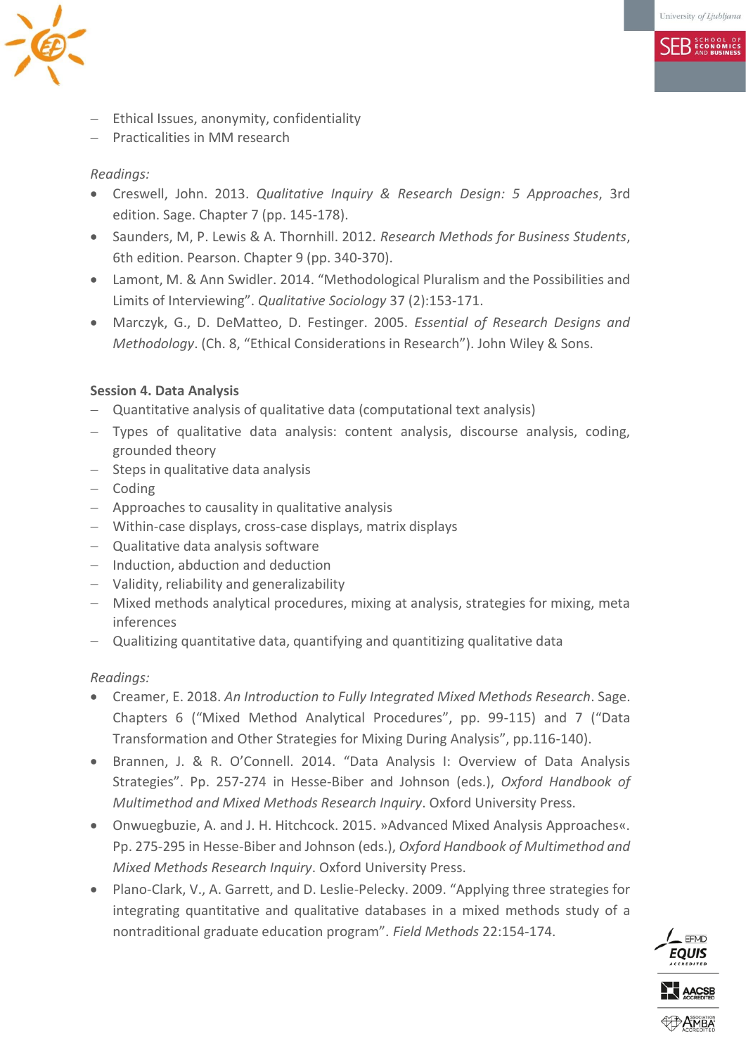- Ethical Issues, anonymity, confidentiality
- Practicalities in MM research

*Readings:*

- Creswell, John. 2013. *Qualitative Inquiry & Research Design: 5 Approaches*, 3rd edition. Sage. Chapter 7 (pp. 145-178).
- Saunders, M, P. Lewis & A. Thornhill. 2012. *Research Methods for Business Students*, 6th edition. Pearson. Chapter 9 (pp. 340-370).
- Lamont, M. & Ann Swidler. 2014. "Methodological Pluralism and the Possibilities and Limits of Interviewing". *Qualitative Sociology* 37 (2):153-171.
- Marczyk, G., D. DeMatteo, D. Festinger. 2005. *Essential of Research Designs and Methodology*. (Ch. 8, "Ethical Considerations in Research"). John Wiley & Sons.

**Session 4. Data Analysis**

- Quantitative analysis of qualitative data (computational text analysis)
- Types of qualitative data analysis: content analysis, discourse analysis, coding, grounded theory
- Steps in qualitative data analysis
- Coding
- Approaches to causality in qualitative analysis
- Within-case displays, cross-case displays, matrix displays
- Qualitative data analysis software
- Induction, abduction and deduction
- Validity, reliability and generalizability
- Mixed methods analytical procedures, mixing at analysis, strategies for mixing, meta inferences
- Qualitizing quantitative data, quantifying and quantitizing qualitative data

*Readings:*

- Creamer, E. 2018. *An Introduction to Fully Integrated Mixed Methods Research*. Sage. Chapters 6 ("Mixed Method Analytical Procedures", pp. 99-115) and 7 ("Data Transformation and Other Strategies for Mixing During Analysis", pp.116-140).
- Brannen, J. & R. O'Connell. 2014. "Data Analysis I: Overview of Data Analysis Strategies". Pp. 257-274 in Hesse-Biber and Johnson (eds.), *Oxford Handbook of Multimethod and Mixed Methods Research Inquiry*. Oxford University Press.
- Onwuegbuzie, A. and J. H. Hitchcock. 2015. »Advanced Mixed Analysis Approaches«. Pp. 275-295 in Hesse-Biber and Johnson (eds.), *Oxford Handbook of Multimethod and Mixed Methods Research Inquiry*. Oxford University Press.
- Plano-Clark, V., A. Garrett, and D. Leslie-Pelecky. 2009. "Applying three strategies for integrating quantitative and qualitative databases in a mixed methods study of a nontraditional graduate education program". *Field Methods* 22:154-174.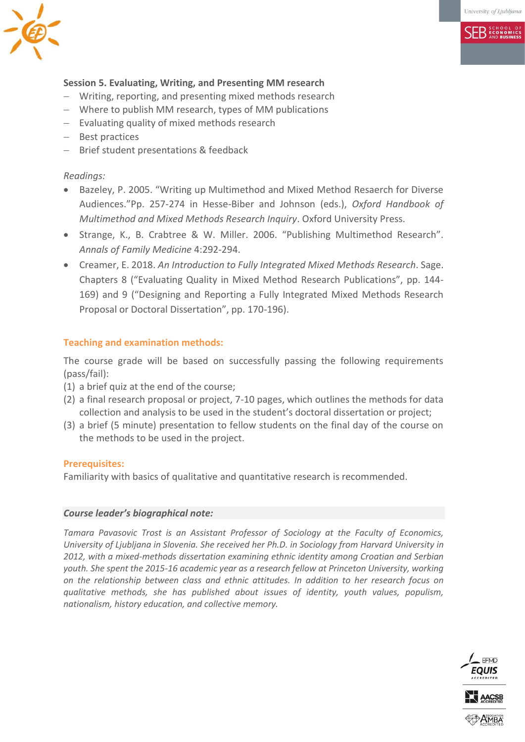**Session 5. Evaluating, Writing, and Presenting MM research**

- Writing, reporting, and presenting mixed methods research
- Where to publish MM research, types of MM publications
- Evaluating quality of mixed methods research
- Best practices
- Brief student presentations & feedback

*Readings:*

- Bazeley, P. 2005. "Writing up Multimethod and Mixed Method Resaerch for Diverse Audiences."Pp. 257-274 in Hesse-Biber and Johnson (eds.), *Oxford Handbook of Multimethod and Mixed Methods Research Inquiry*. Oxford University Press.
- Strange, K., B. Crabtree & W. Miller. 2006. "Publishing Multimethod Research". *Annals of Family Medicine* 4:292-294.
- Creamer, E. 2018. *An Introduction to Fully Integrated Mixed Methods Research*. Sage. Chapters 8 ("Evaluating Quality in Mixed Method Research Publications", pp. 144-169) and 9 ("Designing and Reporting a Fully Integrated Mixed Methods Research Proposal or Doctoral Dissertation", pp. 170-196).

## Teaching and examination methods:

The course grade will be based on successfully passing the following requirements (pass/fail):

(1) a brief quiz at the end of the course;
(2) a final research proposal or project, 7-10 pages, which outlines the methods for data collection and analysis to be used in the student's doctoral dissertation or project;
(3) a brief (5 minute) presentation to fellow students on the final day of the course on the methods to be used in the project.

## Prerequisites:

Familiarity with basics of qualitative and quantitative research is recommended.

### *Course leader's biographical note:*

*Tamara Pavasovic Trost is an Assistant Professor of Sociology at the Faculty of Economics, University of Ljubljana in Slovenia. She received her Ph.D. in Sociology from Harvard University in 2012, with a mixed-methods dissertation examining ethnic identity among Croatian and Serbian youth. She spent the 2015-16 academic year as a research fellow at Princeton University, working on the relationship between class and ethnic attitudes. In addition to her research focus on qualitative methods, she has published about issues of identity, youth values, populism, nationalism, history education, and collective memory.*